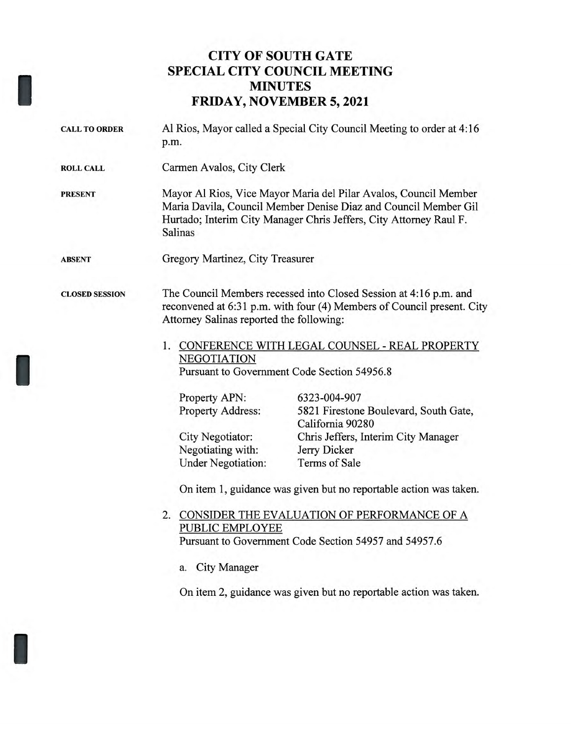# CITY OF SOUTH GATE
# SPECIAL CITY COUNCIL MEETING
# MINUTES
# FRIDAY, NOVEMBER 5, 2021

**CALL TO ORDER**

Al Rios, Mayor called a Special City Council Meeting to order at 4:16 p.m.

**ROLL CALL**

Carmen Avalos, City Clerk

**PRESENT**

Mayor Al Rios, Vice Mayor Maria del Pilar Avalos, Council Member Maria Davila, Council Member Denise Diaz and Council Member Gil Hurtado; Interim City Manager Chris Jeffers, City Attorney Raul F. Salinas

**ABSENT**

Gregory Martinez, City Treasurer

**CLOSED SESSION**

The Council Members recessed into Closed Session at 4:16 p.m. and reconvened at 6:31 p.m. with four (4) Members of Council present. City Attorney Salinas reported the following:

1. CONFERENCE WITH LEGAL COUNSEL - REAL PROPERTY NEGOTIATION
   Pursuant to Government Code Section 54956.8

   | | |
   |---|---|
   | Property APN: | 6323-004-907 |
   | Property Address: | 5821 Firestone Boulevard, South Gate, California 90280 |
   | City Negotiator: | Chris Jeffers, Interim City Manager |
   | Negotiating with: | Jerry Dicker |
   | Under Negotiation: | Terms of Sale |

   On item 1, guidance was given but no reportable action was taken.

2. CONSIDER THE EVALUATION OF PERFORMANCE OF A PUBLIC EMPLOYEE
   Pursuant to Government Code Section 54957 and 54957.6

   a. City Manager

   On item 2, guidance was given but no reportable action was taken.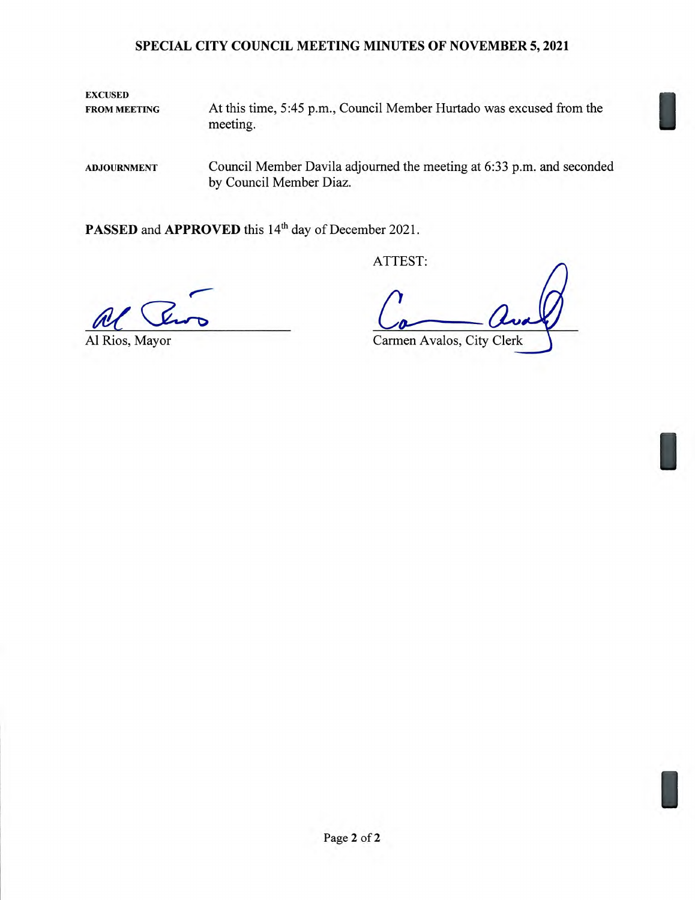## SPECIAL CITY COUNCIL MEETING MINUTES OF NOVEMBER 5, 2021

**EXCUSED FROM MEETING** At this time, 5:45 p.m., Council Member Hurtado was excused from the meeting.

**ADJOURNMENT** Council Member Davila adjourned the meeting at 6:33 p.m. and seconded by Council Member Diaz.

**PASSED** and **APPROVED** this 14th day of December 2021.

ATTEST:

Al Rios, Mayor

Carmen Avalos, City Clerk